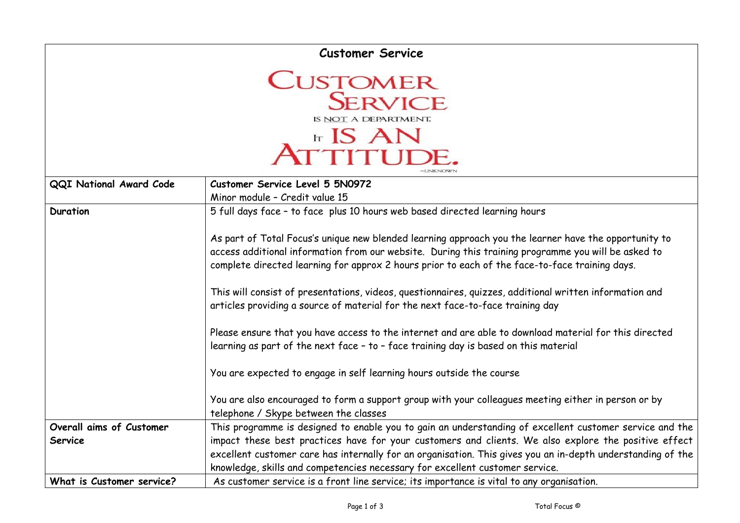# Customer Service

CUSTOMER SERVICE IS NOT A DEPARTMENT. IT IS AN ATTITUDE.

~UNKNOWN

| | |
|---|---|
| **QQI National Award Code** | **Customer Service Level 5 5N0972**<br>Minor module – Credit value 15 |
| **Duration** | 5 full days face – to face plus 10 hours web based directed learning hours<br><br>As part of Total Focus's unique new blended learning approach you the learner have the opportunity to access additional information from our website. During this training programme you will be asked to complete directed learning for approx 2 hours prior to each of the face-to-face training days.<br><br>This will consist of presentations, videos, questionnaires, quizzes, additional written information and articles providing a source of material for the next face-to-face training day<br><br>Please ensure that you have access to the internet and are able to download material for this directed learning as part of the next face – to – face training day is based on this material<br><br>You are expected to engage in self learning hours outside the course<br><br>You are also encouraged to form a support group with your colleagues meeting either in person or by telephone / Skype between the classes |
| **Overall aims of Customer Service** | This programme is designed to enable you to gain an understanding of excellent customer service and the impact these best practices have for your customers and clients. We also explore the positive effect excellent customer care has internally for an organisation. This gives you an in-depth understanding of the knowledge, skills and competencies necessary for excellent customer service. |
| **What is Customer service?** | As customer service is a front line service; its importance is vital to any organisation. |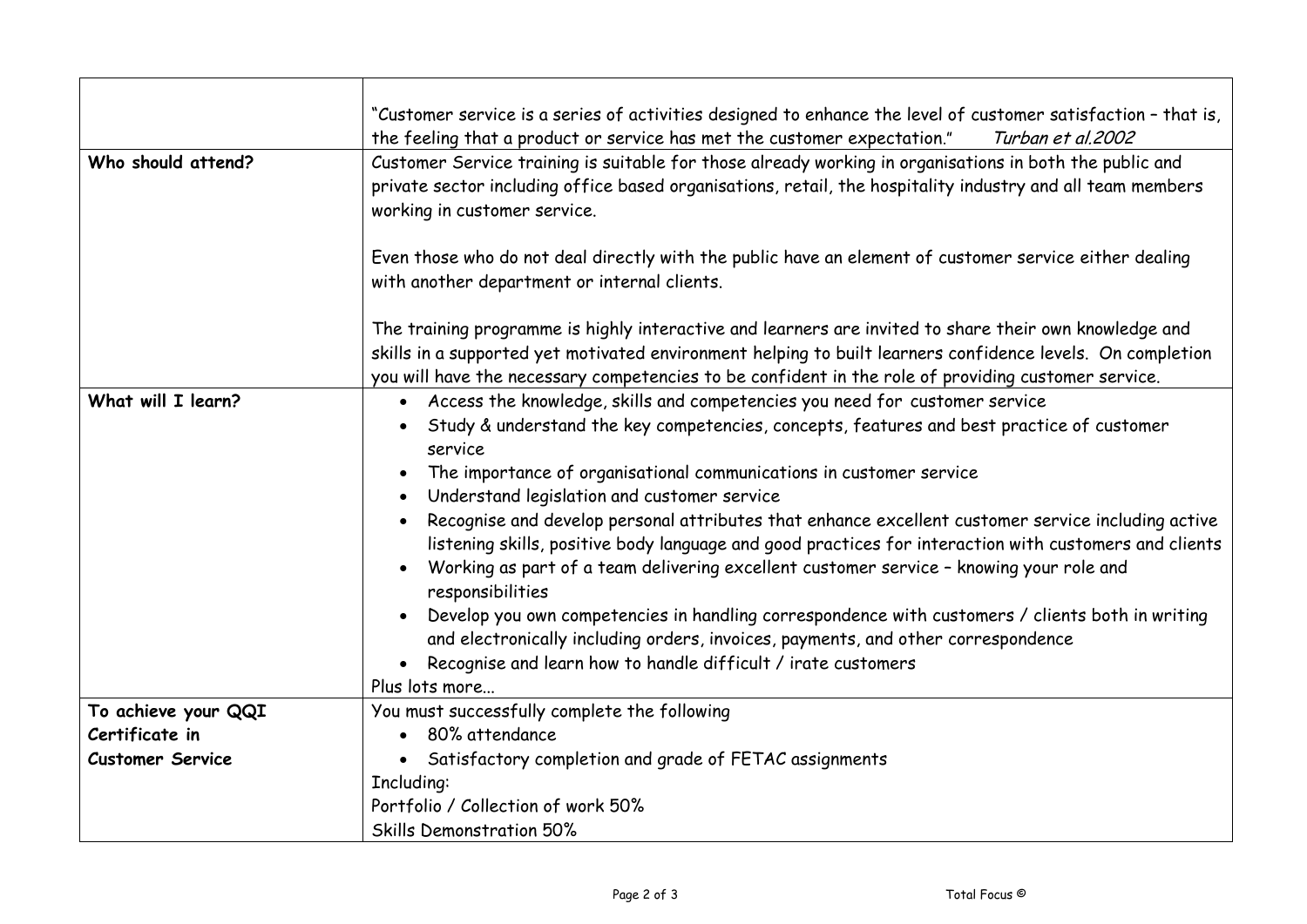| | |
|---|---|
| | "Customer service is a series of activities designed to enhance the level of customer satisfaction – that is, the feeling that a product or service has met the customer expectation." *Turban et al.2002* |
| **Who should attend?** | Customer Service training is suitable for those already working in organisations in both the public and private sector including office based organisations, retail, the hospitality industry and all team members working in customer service.<br><br>Even those who do not deal directly with the public have an element of customer service either dealing with another department or internal clients.<br><br>The training programme is highly interactive and learners are invited to share their own knowledge and skills in a supported yet motivated environment helping to built learners confidence levels. On completion you will have the necessary competencies to be confident in the role of providing customer service. |
| **What will I learn?** | • Access the knowledge, skills and competencies you need for customer service<br>• Study & understand the key competencies, concepts, features and best practice of customer service<br>• The importance of organisational communications in customer service<br>• Understand legislation and customer service<br>• Recognise and develop personal attributes that enhance excellent customer service including active listening skills, positive body language and good practices for interaction with customers and clients<br>• Working as part of a team delivering excellent customer service – knowing your role and responsibilities<br>• Develop you own competencies in handling correspondence with customers / clients both in writing and electronically including orders, invoices, payments, and other correspondence<br>• Recognise and learn how to handle difficult / irate customers<br>Plus lots more... |
| **To achieve your QQI Certificate in Customer Service** | You must successfully complete the following<br>• 80% attendance<br>• Satisfactory completion and grade of FETAC assignments<br>Including:<br>Portfolio / Collection of work 50%<br>Skills Demonstration 50% |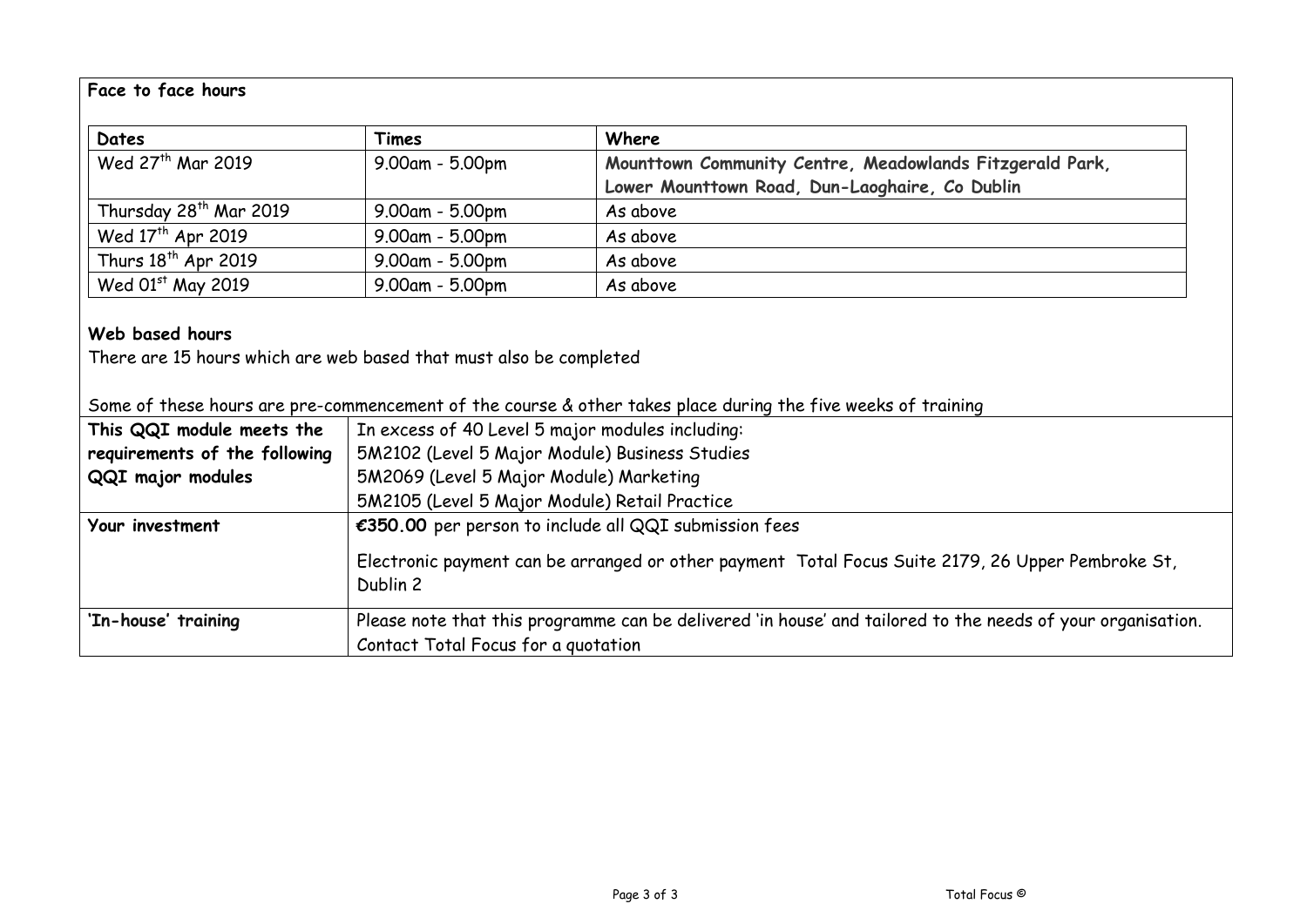**Face to face hours**

| Dates | Times | Where |
|---|---|---|
| Wed 27th Mar 2019 | 9.00am - 5.00pm | **Mounttown Community Centre, Meadowlands Fitzgerald Park, Lower Mounttown Road, Dun-Laoghaire, Co Dublin** |
| Thursday 28th Mar 2019 | 9.00am - 5.00pm | As above |
| Wed 17th Apr 2019 | 9.00am - 5.00pm | As above |
| Thurs 18th Apr 2019 | 9.00am - 5.00pm | As above |
| Wed 01st May 2019 | 9.00am - 5.00pm | As above |

**Web based hours**

There are 15 hours which are web based that must also be completed

Some of these hours are pre-commencement of the course & other takes place during the five weeks of training

| | |
|---|---|
| **This QQI module meets the requirements of the following QQI major modules** | In excess of 40 Level 5 major modules including:<br>5M2102 (Level 5 Major Module) Business Studies<br>5M2069 (Level 5 Major Module) Marketing<br>5M2105 (Level 5 Major Module) Retail Practice |
| **Your investment** | **€350.00** per person to include all QQI submission fees<br><br>Electronic payment can be arranged or other payment Total Focus Suite 2179, 26 Upper Pembroke St, Dublin 2 |
| **'In-house' training** | Please note that this programme can be delivered 'in house' and tailored to the needs of your organisation. Contact Total Focus for a quotation |